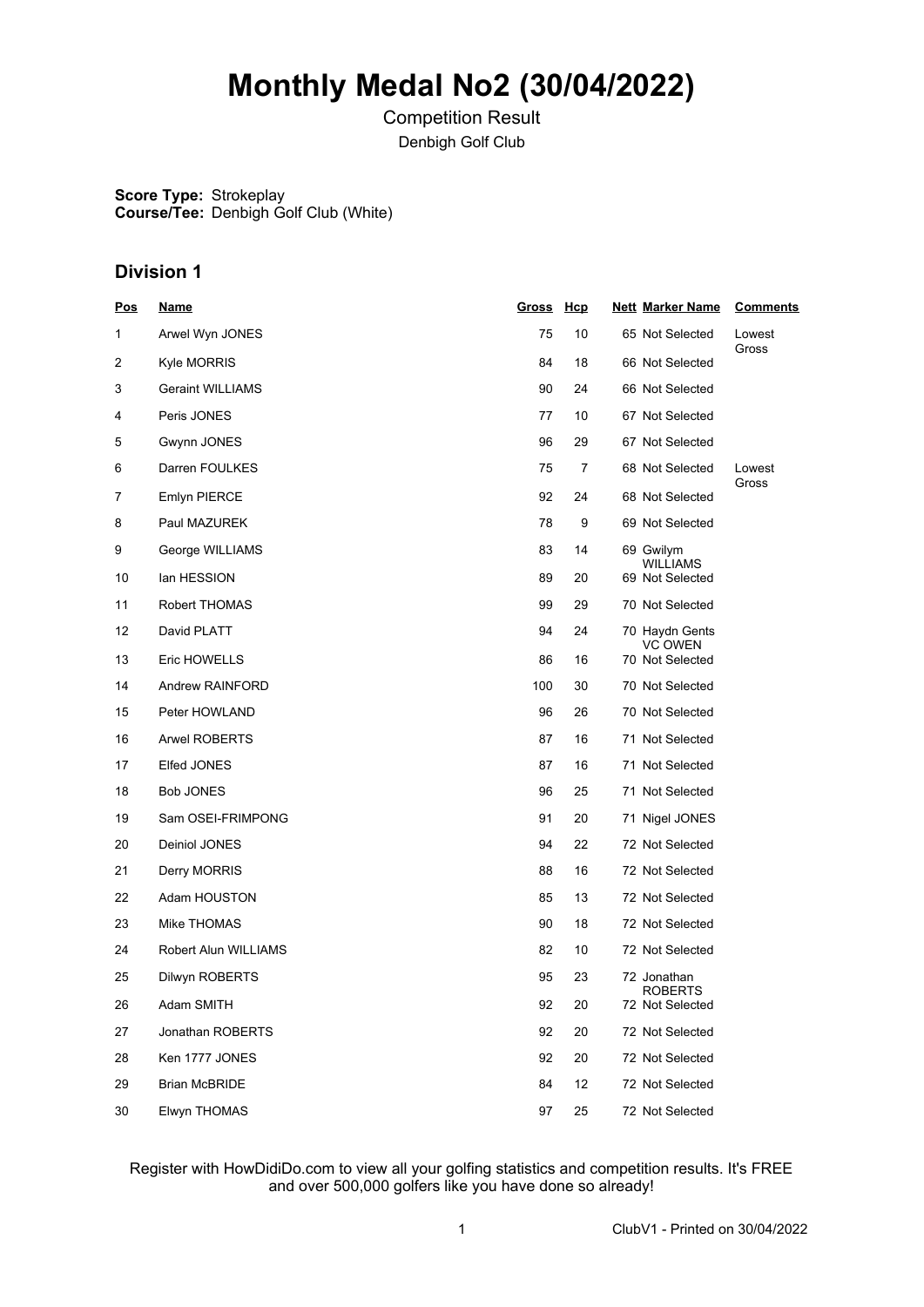# Monthly Medal No2 (30/04/2022)

Competition Result

Denbigh Golf Club

**Score Type:** Strokeplay
**Course/Tee:** Denbigh Golf Club (White)

## Division 1

| Pos | Name | Gross | Hcp | Nett | Marker Name | Comments |
|---|---|---|---|---|---|---|
| 1 | Arwel Wyn JONES | 75 | 10 | 65 | Not Selected | Lowest Gross |
| 2 | Kyle MORRIS | 84 | 18 | 66 | Not Selected | |
| 3 | Geraint WILLIAMS | 90 | 24 | 66 | Not Selected | |
| 4 | Peris JONES | 77 | 10 | 67 | Not Selected | |
| 5 | Gwynn JONES | 96 | 29 | 67 | Not Selected | |
| 6 | Darren FOULKES | 75 | 7 | 68 | Not Selected | Lowest Gross |
| 7 | Emlyn PIERCE | 92 | 24 | 68 | Not Selected | |
| 8 | Paul MAZUREK | 78 | 9 | 69 | Not Selected | |
| 9 | George WILLIAMS | 83 | 14 | 69 | Gwilym WILLIAMS | |
| 10 | Ian HESSION | 89 | 20 | 69 | Not Selected | |
| 11 | Robert THOMAS | 99 | 29 | 70 | Not Selected | |
| 12 | David PLATT | 94 | 24 | 70 | Haydn Gents VC OWEN | |
| 13 | Eric HOWELLS | 86 | 16 | 70 | Not Selected | |
| 14 | Andrew RAINFORD | 100 | 30 | 70 | Not Selected | |
| 15 | Peter HOWLAND | 96 | 26 | 70 | Not Selected | |
| 16 | Arwel ROBERTS | 87 | 16 | 71 | Not Selected | |
| 17 | Elfed JONES | 87 | 16 | 71 | Not Selected | |
| 18 | Bob JONES | 96 | 25 | 71 | Not Selected | |
| 19 | Sam OSEI-FRIMPONG | 91 | 20 | 71 | Nigel JONES | |
| 20 | Deiniol JONES | 94 | 22 | 72 | Not Selected | |
| 21 | Derry MORRIS | 88 | 16 | 72 | Not Selected | |
| 22 | Adam HOUSTON | 85 | 13 | 72 | Not Selected | |
| 23 | Mike THOMAS | 90 | 18 | 72 | Not Selected | |
| 24 | Robert Alun WILLIAMS | 82 | 10 | 72 | Not Selected | |
| 25 | Dilwyn ROBERTS | 95 | 23 | 72 | Jonathan ROBERTS | |
| 26 | Adam SMITH | 92 | 20 | 72 | Not Selected | |
| 27 | Jonathan ROBERTS | 92 | 20 | 72 | Not Selected | |
| 28 | Ken 1777 JONES | 92 | 20 | 72 | Not Selected | |
| 29 | Brian McBRIDE | 84 | 12 | 72 | Not Selected | |
| 30 | Elwyn THOMAS | 97 | 25 | 72 | Not Selected | |

Register with HowDidiDo.com to view all your golfing statistics and competition results. It's FREE and over 500,000 golfers like you have done so already!

ClubV1 - Printed on 30/04/2022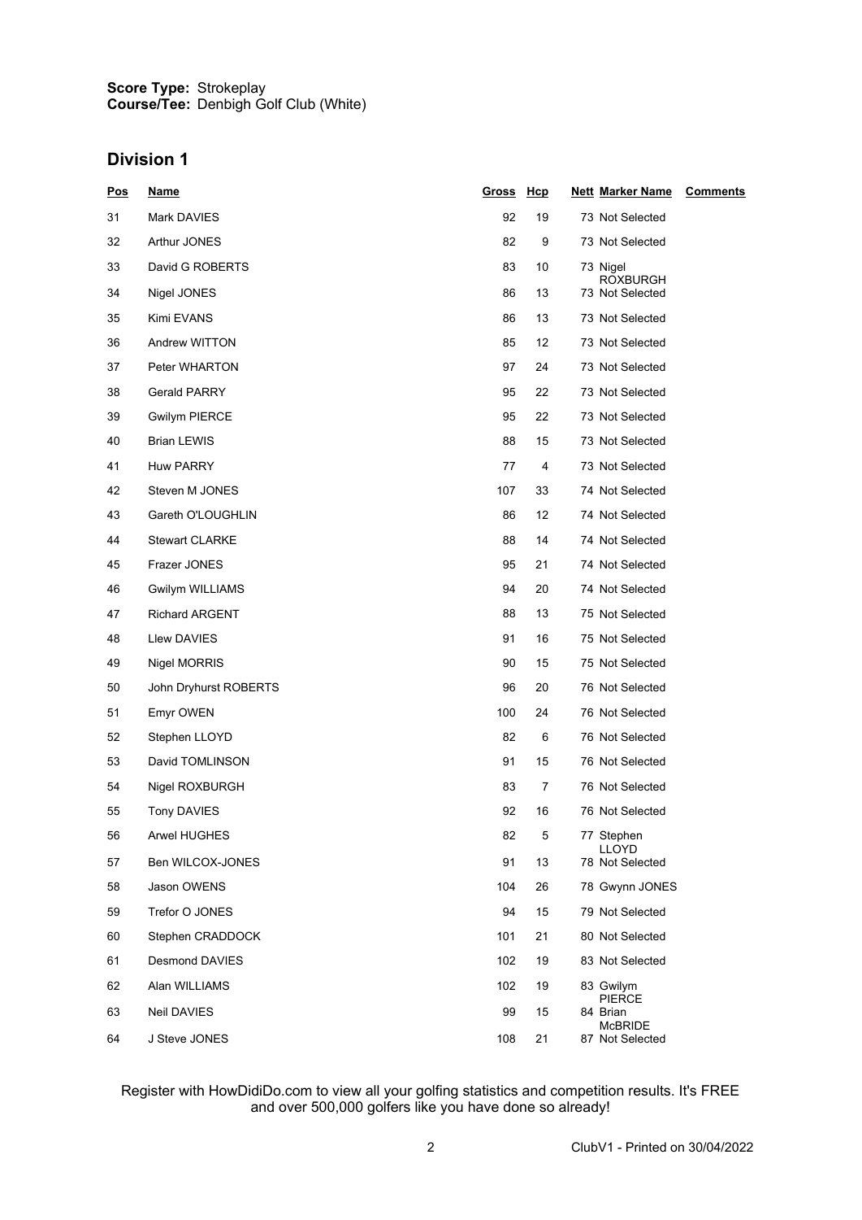**Score Type:** Strokeplay
**Course/Tee:** Denbigh Golf Club (White)

## Division 1

| Pos | Name | Gross | Hcp | Nett | Marker Name | Comments |
|---|---|---|---|---|---|---|
| 31 | Mark DAVIES | 92 | 19 | 73 | Not Selected | |
| 32 | Arthur JONES | 82 | 9 | 73 | Not Selected | |
| 33 | David G ROBERTS | 83 | 10 | 73 | Nigel ROXBURGH | |
| 34 | Nigel JONES | 86 | 13 | 73 | Not Selected | |
| 35 | Kimi EVANS | 86 | 13 | 73 | Not Selected | |
| 36 | Andrew WITTON | 85 | 12 | 73 | Not Selected | |
| 37 | Peter WHARTON | 97 | 24 | 73 | Not Selected | |
| 38 | Gerald PARRY | 95 | 22 | 73 | Not Selected | |
| 39 | Gwilym PIERCE | 95 | 22 | 73 | Not Selected | |
| 40 | Brian LEWIS | 88 | 15 | 73 | Not Selected | |
| 41 | Huw PARRY | 77 | 4 | 73 | Not Selected | |
| 42 | Steven M JONES | 107 | 33 | 74 | Not Selected | |
| 43 | Gareth O'LOUGHLIN | 86 | 12 | 74 | Not Selected | |
| 44 | Stewart CLARKE | 88 | 14 | 74 | Not Selected | |
| 45 | Frazer JONES | 95 | 21 | 74 | Not Selected | |
| 46 | Gwilym WILLIAMS | 94 | 20 | 74 | Not Selected | |
| 47 | Richard ARGENT | 88 | 13 | 75 | Not Selected | |
| 48 | Llew DAVIES | 91 | 16 | 75 | Not Selected | |
| 49 | Nigel MORRIS | 90 | 15 | 75 | Not Selected | |
| 50 | John Dryhurst ROBERTS | 96 | 20 | 76 | Not Selected | |
| 51 | Emyr OWEN | 100 | 24 | 76 | Not Selected | |
| 52 | Stephen LLOYD | 82 | 6 | 76 | Not Selected | |
| 53 | David TOMLINSON | 91 | 15 | 76 | Not Selected | |
| 54 | Nigel ROXBURGH | 83 | 7 | 76 | Not Selected | |
| 55 | Tony DAVIES | 92 | 16 | 76 | Not Selected | |
| 56 | Arwel HUGHES | 82 | 5 | 77 | Stephen LLOYD | |
| 57 | Ben WILCOX-JONES | 91 | 13 | 78 | Not Selected | |
| 58 | Jason OWENS | 104 | 26 | 78 | Gwynn JONES | |
| 59 | Trefor O JONES | 94 | 15 | 79 | Not Selected | |
| 60 | Stephen CRADDOCK | 101 | 21 | 80 | Not Selected | |
| 61 | Desmond DAVIES | 102 | 19 | 83 | Not Selected | |
| 62 | Alan WILLIAMS | 102 | 19 | 83 | Gwilym PIERCE | |
| 63 | Neil DAVIES | 99 | 15 | 84 | Brian McBRIDE | |
| 64 | J Steve JONES | 108 | 21 | 87 | Not Selected | |

Register with HowDidiDo.com to view all your golfing statistics and competition results. It's FREE and over 500,000 golfers like you have done so already!

ClubV1 - Printed on 30/04/2022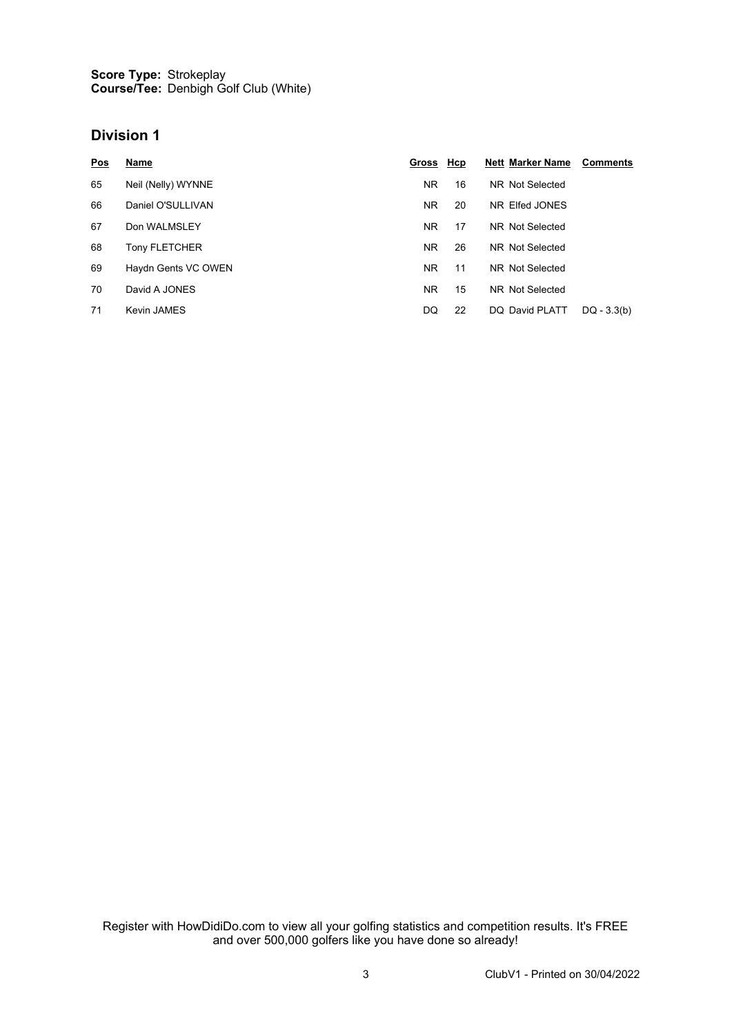**Score Type:** Strokeplay
**Course/Tee:** Denbigh Golf Club (White)

## Division 1

| Pos | Name | Gross | Hcp | Nett | Marker Name | Comments |
|---|---|---|---|---|---|---|
| 65 | Neil (Nelly) WYNNE | NR | 16 | NR | Not Selected | |
| 66 | Daniel O'SULLIVAN | NR | 20 | NR | Elfed JONES | |
| 67 | Don WALMSLEY | NR | 17 | NR | Not Selected | |
| 68 | Tony FLETCHER | NR | 26 | NR | Not Selected | |
| 69 | Haydn Gents VC OWEN | NR | 11 | NR | Not Selected | |
| 70 | David A JONES | NR | 15 | NR | Not Selected | |
| 71 | Kevin JAMES | DQ | 22 | DQ | David PLATT | DQ - 3.3(b) |

Register with HowDidiDo.com to view all your golfing statistics and competition results. It's FREE and over 500,000 golfers like you have done so already!

ClubV1 - Printed on 30/04/2022